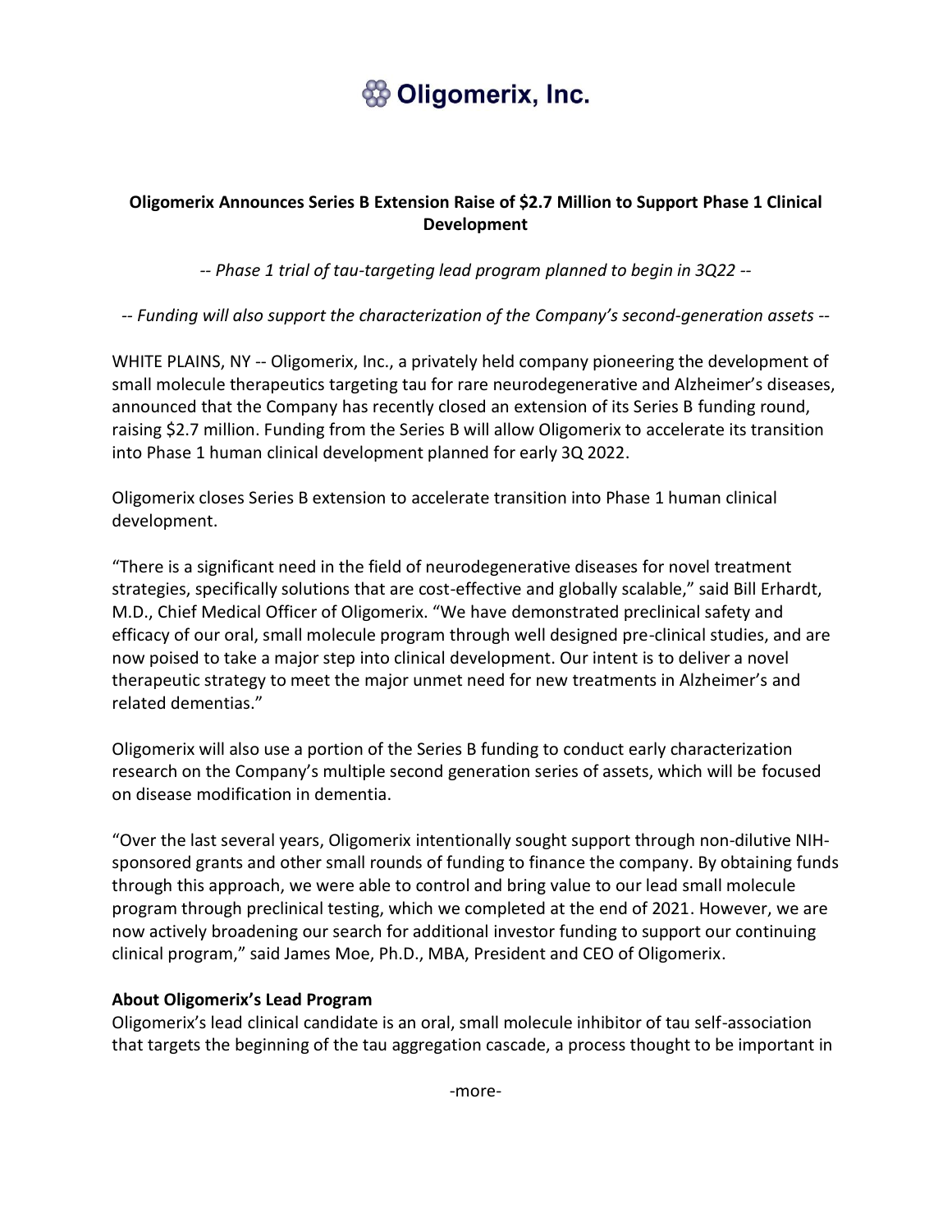# Oligomerix, Inc.

**Oligomerix Announces Series B Extension Raise of $2.7 Million to Support Phase 1 Clinical Development**

*-- Phase 1 trial of tau-targeting lead program planned to begin in 3Q22 --*

*-- Funding will also support the characterization of the Company's second-generation assets --*

WHITE PLAINS, NY -- Oligomerix, Inc., a privately held company pioneering the development of small molecule therapeutics targeting tau for rare neurodegenerative and Alzheimer's diseases, announced that the Company has recently closed an extension of its Series B funding round, raising $2.7 million. Funding from the Series B will allow Oligomerix to accelerate its transition into Phase 1 human clinical development planned for early 3Q 2022.

Oligomerix closes Series B extension to accelerate transition into Phase 1 human clinical development.

"There is a significant need in the field of neurodegenerative diseases for novel treatment strategies, specifically solutions that are cost-effective and globally scalable," said Bill Erhardt, M.D., Chief Medical Officer of Oligomerix. "We have demonstrated preclinical safety and efficacy of our oral, small molecule program through well designed pre-clinical studies, and are now poised to take a major step into clinical development. Our intent is to deliver a novel therapeutic strategy to meet the major unmet need for new treatments in Alzheimer's and related dementias."

Oligomerix will also use a portion of the Series B funding to conduct early characterization research on the Company's multiple second generation series of assets, which will be focused on disease modification in dementia.

"Over the last several years, Oligomerix intentionally sought support through non-dilutive NIH-sponsored grants and other small rounds of funding to finance the company. By obtaining funds through this approach, we were able to control and bring value to our lead small molecule program through preclinical testing, which we completed at the end of 2021. However, we are now actively broadening our search for additional investor funding to support our continuing clinical program," said James Moe, Ph.D., MBA, President and CEO of Oligomerix.

**About Oligomerix's Lead Program**

Oligomerix's lead clinical candidate is an oral, small molecule inhibitor of tau self-association that targets the beginning of the tau aggregation cascade, a process thought to be important in

-more-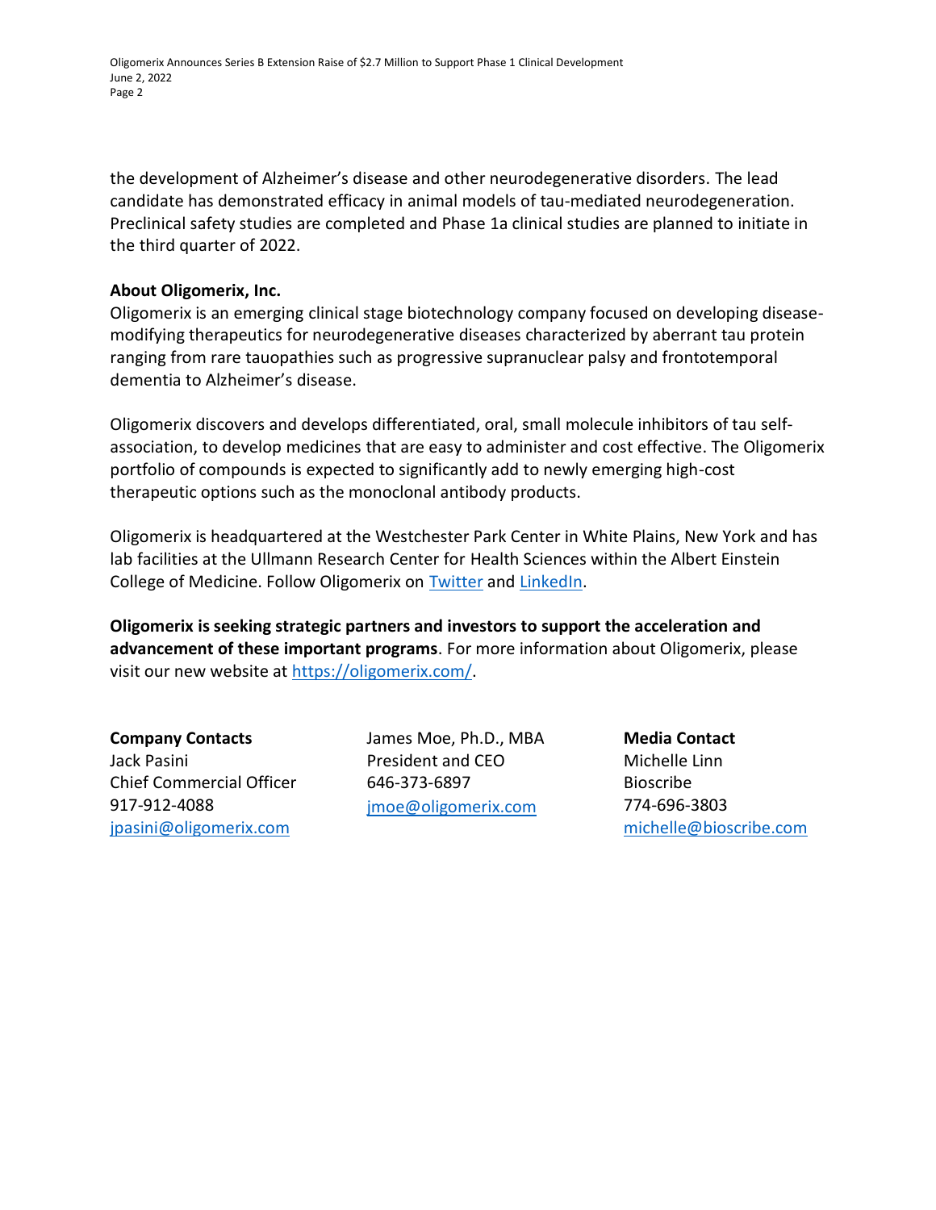the development of Alzheimer's disease and other neurodegenerative disorders. The lead candidate has demonstrated efficacy in animal models of tau-mediated neurodegeneration. Preclinical safety studies are completed and Phase 1a clinical studies are planned to initiate in the third quarter of 2022.

**About Oligomerix, Inc.**

Oligomerix is an emerging clinical stage biotechnology company focused on developing disease-modifying therapeutics for neurodegenerative diseases characterized by aberrant tau protein ranging from rare tauopathies such as progressive supranuclear palsy and frontotemporal dementia to Alzheimer's disease.

Oligomerix discovers and develops differentiated, oral, small molecule inhibitors of tau self-association, to develop medicines that are easy to administer and cost effective. The Oligomerix portfolio of compounds is expected to significantly add to newly emerging high-cost therapeutic options such as the monoclonal antibody products.

Oligomerix is headquartered at the Westchester Park Center in White Plains, New York and has lab facilities at the Ullmann Research Center for Health Sciences within the Albert Einstein College of Medicine. Follow Oligomerix on [Twitter]() and [LinkedIn]().

**Oligomerix is seeking strategic partners and investors to support the acceleration and advancement of these important programs**. For more information about Oligomerix, please visit our new website at https://oligomerix.com/.

**Company Contacts**
Jack Pasini
Chief Commercial Officer
917-912-4088
jpasini@oligomerix.com

James Moe, Ph.D., MBA
President and CEO
646-373-6897
jmoe@oligomerix.com

**Media Contact**
Michelle Linn
Bioscribe
774-696-3803
michelle@bioscribe.com